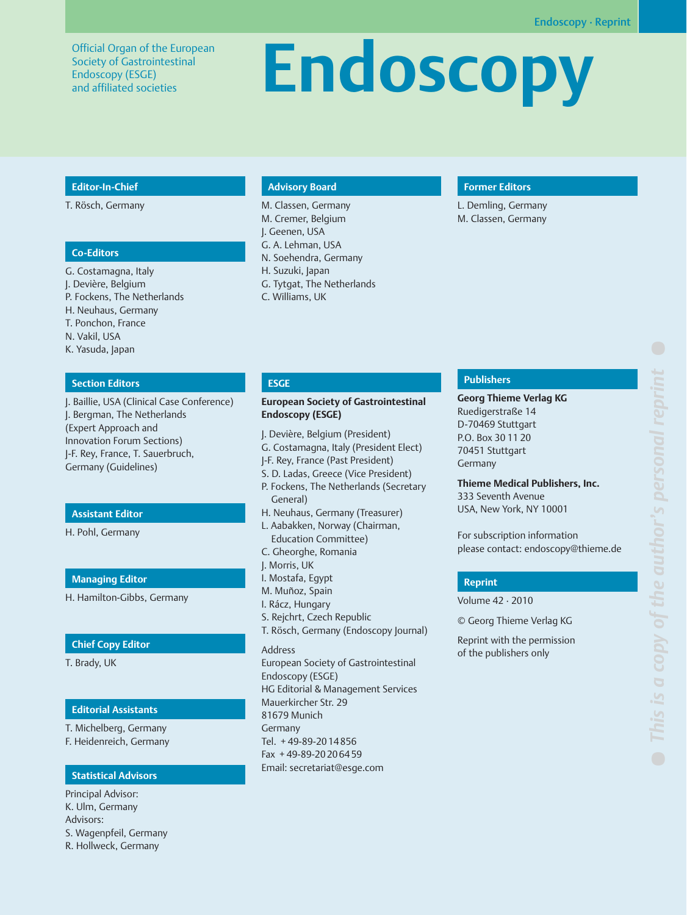Official Organ of the European Society of Gastrointestinal Endoscopy (ESGE) and affiliated societies

# Endoscopy

## Editor-In-Chief

T. Rösch, Germany

## Co-Editors

G. Costamagna, Italy
J. Devière, Belgium
P. Fockens, The Netherlands
H. Neuhaus, Germany
T. Ponchon, France
N. Vakil, USA
K. Yasuda, Japan

## Section Editors

J. Baillie, USA (Clinical Case Conference)
J. Bergman, The Netherlands (Expert Approach and Innovation Forum Sections)
J-F. Rey, France, T. Sauerbruch, Germany (Guidelines)

## Assistant Editor

H. Pohl, Germany

## Managing Editor

H. Hamilton-Gibbs, Germany

## Chief Copy Editor

T. Brady, UK

## Editorial Assistants

T. Michelberg, Germany
F. Heidenreich, Germany

## Statistical Advisors

Principal Advisor:
K. Ulm, Germany
Advisors:
S. Wagenpfeil, Germany
R. Hollweck, Germany

## Advisory Board

M. Classen, Germany
M. Cremer, Belgium
J. Geenen, USA
G. A. Lehman, USA
N. Soehendra, Germany
H. Suzuki, Japan
G. Tytgat, The Netherlands
C. Williams, UK

## ESGE

**European Society of Gastrointestinal Endoscopy (ESGE)**

J. Devière, Belgium (President)
G. Costamagna, Italy (President Elect)
J-F. Rey, France (Past President)
S. D. Ladas, Greece (Vice President)
P. Fockens, The Netherlands (Secretary General)
H. Neuhaus, Germany (Treasurer)
L. Aabakken, Norway (Chairman, Education Committee)
C. Gheorghe, Romania
J. Morris, UK
I. Mostafa, Egypt
M. Muñoz, Spain
I. Rácz, Hungary
S. Rejchrt, Czech Republic
T. Rösch, Germany (Endoscopy Journal)

Address
European Society of Gastrointestinal Endoscopy (ESGE)
HG Editorial & Management Services
Mauerkircher Str. 29
81679 Munich
Germany
Tel. +49-89-2014856
Fax +49-89-20206459
Email: secretariat@esge.com

## Former Editors

L. Demling, Germany
M. Classen, Germany

## Publishers

**Georg Thieme Verlag KG**
Ruedigerstraße 14
D-70469 Stuttgart
P.O. Box 30 11 20
70451 Stuttgart
Germany

**Thieme Medical Publishers, Inc.**
333 Seventh Avenue
USA, New York, NY 10001

For subscription information please contact: endoscopy@thieme.de

## Reprint

Volume 42 · 2010

© Georg Thieme Verlag KG

Reprint with the permission of the publishers only

*This is a copy of the author's personal reprint*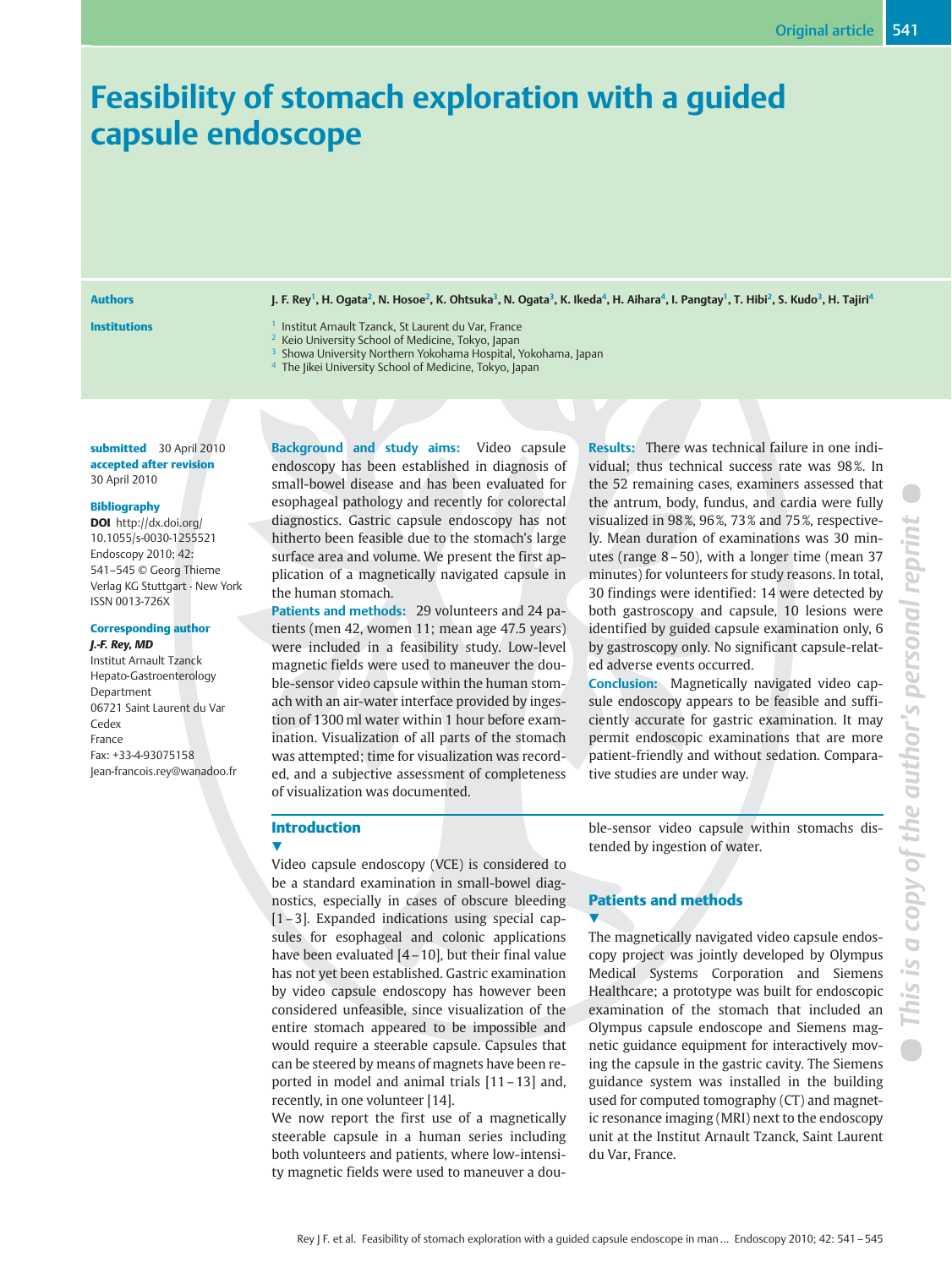# Feasibility of stomach exploration with a guided capsule endoscope

**Authors**

J. F. Rey[1], H. Ogata[2], N. Hosoe[2], K. Ohtsuka[3], N. Ogata[3], K. Ikeda[4], H. Aihara[4], I. Pangtay[1], T. Hibi[2], S. Kudo[3], H. Tajiri[4]

**Institutions**

[1] Institut Arnault Tzanck, St Laurent du Var, France
[2] Keio University School of Medicine, Tokyo, Japan
[3] Showa University Northern Yokohama Hospital, Yokohama, Japan
[4] The Jikei University School of Medicine, Tokyo, Japan

**submitted** 30 April 2010
**accepted after revision** 30 April 2010

**Bibliography**
**DOI** http://dx.doi.org/10.1055/s-0030-1255521
Endoscopy 2010; 42: 541–545 © Georg Thieme Verlag KG Stuttgart · New York
ISSN 0013-726X

**Corresponding author**
***J.-F. Rey, MD***
Institut Arnault Tzanck
Hepato-Gastroenterology Department
06721 Saint Laurent du Var Cedex
France
Fax: +33-4-93075158
Jean-francois.rey@wanadoo.fr

**Background and study aims:** Video capsule endoscopy has been established in diagnosis of small-bowel disease and has been evaluated for esophageal pathology and recently for colorectal diagnostics. Gastric capsule endoscopy has not hitherto been feasible due to the stomach's large surface area and volume. We present the first application of a magnetically navigated capsule in the human stomach.

**Patients and methods:** 29 volunteers and 24 patients (men 42, women 11; mean age 47.5 years) were included in a feasibility study. Low-level magnetic fields were used to maneuver the double-sensor video capsule within the human stomach with an air-water interface provided by ingestion of 1300 ml water within 1 hour before examination. Visualization of all parts of the stomach was attempted; time for visualization was recorded, and a subjective assessment of completeness of visualization was documented.

**Results:** There was technical failure in one individual; thus technical success rate was 98 %. In the 52 remaining cases, examiners assessed that the antrum, body, fundus, and cardia were fully visualized in 98 %, 96 %, 73 % and 75 %, respectively. Mean duration of examinations was 30 minutes (range 8 – 50), with a longer time (mean 37 minutes) for volunteers for study reasons. In total, 30 findings were identified: 14 were detected by both gastroscopy and capsule, 10 lesions were identified by guided capsule examination only, 6 by gastroscopy only. No significant capsule-related adverse events occurred.

**Conclusion:** Magnetically navigated video capsule endoscopy appears to be feasible and sufficiently accurate for gastric examination. It may permit endoscopic examinations that are more patient-friendly and without sedation. Comparative studies are under way.

## Introduction

Video capsule endoscopy (VCE) is considered to be a standard examination in small-bowel diagnostics, especially in cases of obscure bleeding [1 – 3]. Expanded indications using special capsules for esophageal and colonic applications have been evaluated [4 – 10], but their final value has not yet been established. Gastric examination by video capsule endoscopy has however been considered unfeasible, since visualization of the entire stomach appeared to be impossible and would require a steerable capsule. Capsules that can be steered by means of magnets have been reported in model and animal trials [11 – 13] and, recently, in one volunteer [14].

We now report the first use of a magnetically steerable capsule in a human series including both volunteers and patients, where low-intensity magnetic fields were used to maneuver a double-sensor video capsule within stomachs distended by ingestion of water.

## Patients and methods

The magnetically navigated video capsule endoscopy project was jointly developed by Olympus Medical Systems Corporation and Siemens Healthcare; a prototype was built for endoscopic examination of the stomach that included an Olympus capsule endoscope and Siemens magnetic guidance equipment for interactively moving the capsule in the gastric cavity. The Siemens guidance system was installed in the building used for computed tomography (CT) and magnetic resonance imaging (MRI) next to the endoscopy unit at the Institut Arnault Tzanck, Saint Laurent du Var, France.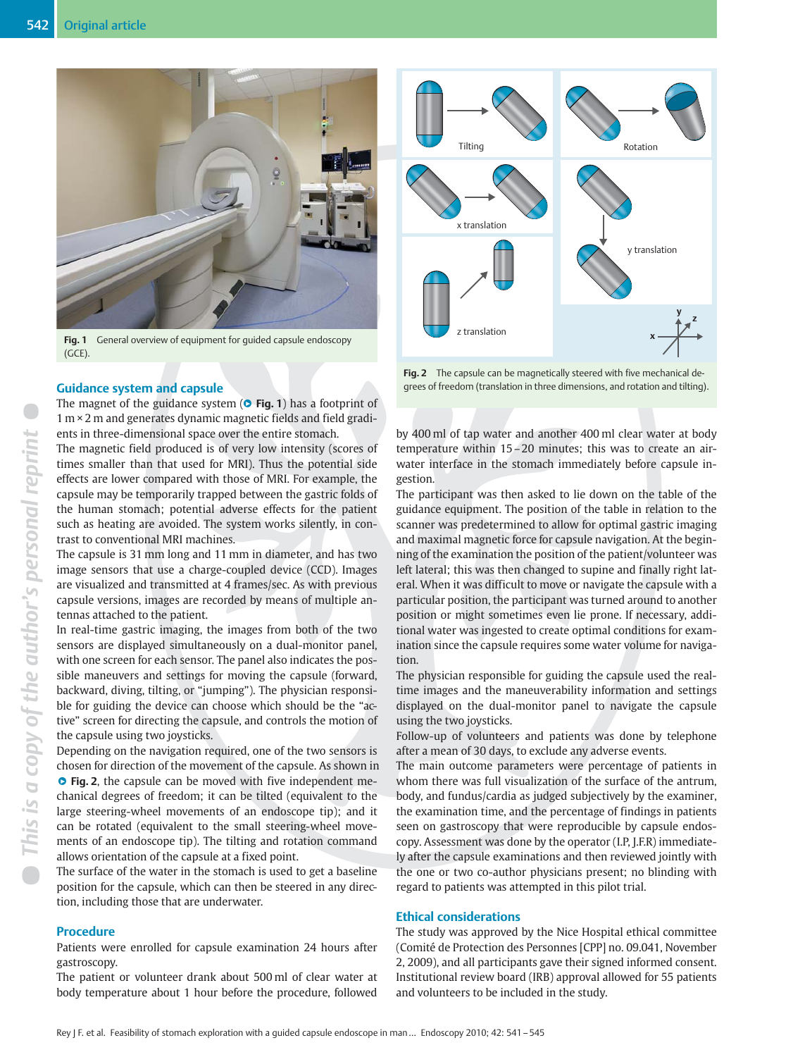Fig. 1 General overview of equipment for guided capsule endoscopy (GCE).

## Guidance system and capsule

The magnet of the guidance system (Fig. 1) has a footprint of 1 m × 2 m and generates dynamic magnetic fields and field gradients in three-dimensional space over the entire stomach.

The magnetic field produced is of very low intensity (scores of times smaller than that used for MRI). Thus the potential side effects are lower compared with those of MRI machines. For example, the capsule may be temporarily trapped between the gastric folds of the human stomach; potential adverse effects for the patient such as heating are avoided. The system works silently, in contrast to conventional MRI machines.

The capsule is 31 mm long and 11 mm in diameter, and has two image sensors that use a charge-coupled device (CCD). Images are visualized and transmitted at 4 frames/sec. As with previous capsule versions, images are recorded by means of multiple antennas attached to the patient.

In real-time gastric imaging, the images from both of the two sensors are displayed simultaneously on a dual-monitor panel, with one screen for each sensor. The panel also indicates the possible maneuvers and settings for moving the capsule (forward, backward, diving, tilting, or "jumping"). The physician responsible for guiding the device can choose which should be the "active" screen for directing the capsule, and controls the motion of the capsule using two joysticks.

Depending on the navigation required, one of the two sensors is chosen for direction of the movement of the capsule. As shown in Fig. 2, the capsule can be moved with five independent mechanical degrees of freedom; it can be tilted (equivalent to the large steering-wheel movements of an endoscope tip); and it can be rotated (equivalent to the small steering-wheel movements of an endoscope tip). The tilting and rotation command allows orientation of the capsule at a fixed point.

The surface of the water in the stomach is used to get a baseline position for the capsule, which can then be steered in any direction, including those that are underwater.

Tilting · Rotation · x translation · y translation · z translation

Fig. 2 The capsule can be magnetically steered with five mechanical degrees of freedom (translation in three dimensions, and rotation and tilting).

## Procedure

Patients were enrolled for capsule examination 24 hours after gastroscopy.

The patient or volunteer drank about 500 ml of clear water at body temperature about 1 hour before the procedure, followed by 400 ml of tap water and another 400 ml clear water at body temperature within 15–20 minutes; this was to create an air-water interface in the stomach immediately before capsule ingestion.

The participant was then asked to lie down on the table of the guidance equipment. The position of the table in relation to the scanner was predetermined to allow for optimal gastric imaging and maximal magnetic force for capsule navigation. At the beginning of the examination the position of the patient/volunteer was left lateral; this was then changed to supine and finally right lateral. When it was difficult to move or navigate the capsule with a particular position, the participant was turned around to another position or might sometimes even lie prone. If necessary, additional water was ingested to create optimal conditions for examination since the capsule requires some water volume for navigation.

The physician responsible for guiding the capsule used the real-time images and the maneuverability information and settings displayed on the dual-monitor panel to navigate the capsule using the two joysticks.

Follow-up of volunteers and patients was done by telephone after a mean of 30 days, to exclude any adverse events.

The main outcome parameters were percentage of patients in whom there was full visualization of the surface of the antrum, body, and fundus/cardia as judged subjectively by the examiner, the examination time, and the percentage of findings in patients seen on gastroscopy that were reproducible by capsule endoscopy. Assessment was done by the operator (I.P, J.F.R) immediately after the capsule examinations and then reviewed jointly with the one or two co-author physicians present; no blinding with regard to patients was attempted in this pilot trial.

## Ethical considerations

The study was approved by the Nice Hospital ethical committee (Comité de Protection des Personnes [CPP] no. 09.041, November 2, 2009), and all participants gave their signed informed consent. Institutional review board (IRB) approval allowed for 55 patients and volunteers to be included in the study.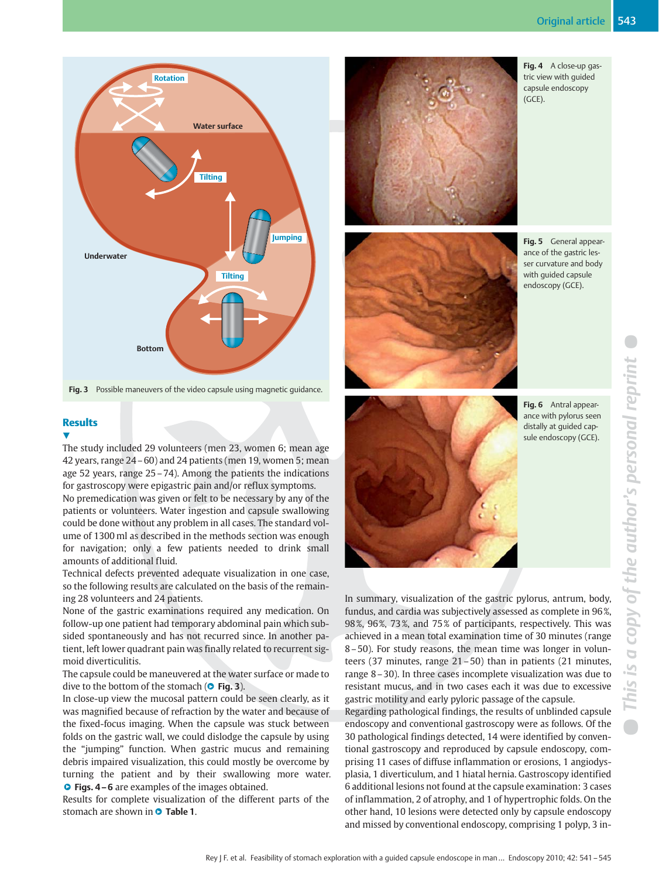Fig. 3 Possible maneuvers of the video capsule using magnetic guidance.

Fig. 4 A close-up gastric view with guided capsule endoscopy (GCE).

Fig. 5 General appearance of the gastric lesser curvature and body with guided capsule endoscopy (GCE).

Fig. 6 Antral appearance with pylorus seen distally at guided capsule endoscopy (GCE).

## Results

The study included 29 volunteers (men 23, women 6; mean age 42 years, range 24 – 60) and 24 patients (men 19, women 5; mean age 52 years, range 25 – 74). Among the patients the indications for gastroscopy were epigastric pain and/or reflux symptoms.

No premedication was given or felt to be necessary by any of the patients or volunteers. Water ingestion and capsule swallowing could be done without any problem in all cases. The standard volume of 1300 ml as described in the methods section was enough for navigation; only a few patients needed to drink small amounts of additional fluid.

Technical defects prevented adequate visualization in one case, so the following results are calculated on the basis of the remaining 28 volunteers and 24 patients.

None of the gastric examinations required any medication. On follow-up one patient had temporary abdominal pain which subsided spontaneously and has not recurred since. In another patient, left lower quadrant pain was finally related to recurrent sigmoid diverticulitis.

The capsule could be maneuvered at the water surface or made to dive to the bottom of the stomach (**Fig. 3**).

In close-up view the mucosal pattern could be seen clearly, as it was magnified because of refraction by the water and because of the fixed-focus imaging. When the capsule was stuck between folds on the gastric wall, we could dislodge the capsule by using the "jumping" function. When gastric mucus and remaining debris impaired visualization, this could mostly be overcome by turning the patient and by their swallowing more water. **Figs. 4 – 6** are examples of the images obtained.

Results for complete visualization of the different parts of the stomach are shown in **Table 1**.

In summary, visualization of the gastric pylorus, antrum, body, fundus, and cardia was subjectively assessed as complete in 96 %, 98 %, 96 %, 73 %, and 75 % of participants, respectively. This was achieved in a mean total examination time of 30 minutes (range 8 – 50). For study reasons, the mean time was longer in volunteers (37 minutes, range 21 – 50) than in patients (21 minutes, range 8 – 30). In three cases incomplete visualization was due to resistant mucus, and in two cases each it was due to excessive gastric motility and early pyloric passage of the capsule.

Regarding pathological findings, the results of unblinded capsule endoscopy and conventional gastroscopy were as follows. Of the 30 pathological findings detected, 14 were identified by conventional gastroscopy and reproduced by capsule endoscopy, comprising 11 cases of diffuse inflammation or erosions, 1 angiodysplasia, 1 diverticulum, and 1 hiatal hernia. Gastroscopy identified 6 additional lesions not found at the capsule examination: 3 cases of inflammation, 2 of atrophy, and 1 of hypertrophic folds. On the other hand, 10 lesions were detected only by capsule endoscopy and missed by conventional endoscopy, comprising 1 polyp, 3 in-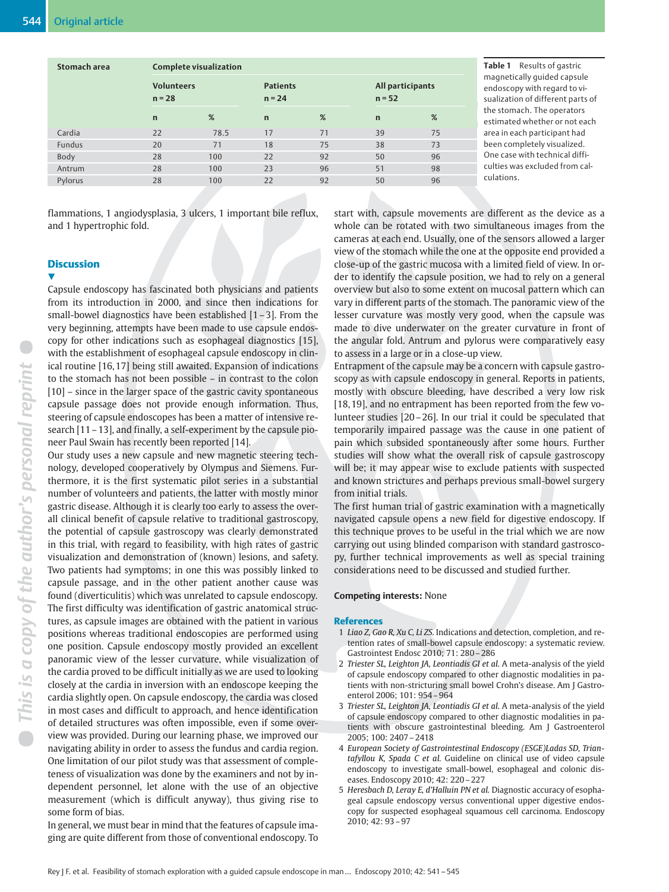| Stomach area | Complete visualization | | | | | |
|---|---|---|---|---|---|---|
| | Volunteers n = 28 | | Patients n = 24 | | All participants n = 52 | |
| | n | % | n | % | n | % |
| Cardia | 22 | 78.5 | 17 | 71 | 39 | 75 |
| Fundus | 20 | 71 | 18 | 75 | 38 | 73 |
| Body | 28 | 100 | 22 | 92 | 50 | 96 |
| Antrum | 28 | 100 | 23 | 96 | 51 | 98 |
| Pylorus | 28 | 100 | 22 | 92 | 50 | 96 |

**Table 1** Results of gastric magnetically guided capsule endoscopy with regard to visualization of different parts of the stomach. The operators estimated whether or not each area in each participant had been completely visualized. One case with technical difficulties was excluded from calculations.

flammations, 1 angiodysplasia, 3 ulcers, 1 important bile reflux, and 1 hypertrophic fold.

## Discussion

Capsule endoscopy has fascinated both physicians and patients from its introduction in 2000, and since then indications for small-bowel diagnostics have been established [1–3]. From the very beginning, attempts have been made to use capsule endoscopy for other indications such as esophageal diagnostics [15], with the establishment of esophageal capsule endoscopy in clinical routine [16,17] being still awaited. Expansion of indications to the stomach has not been possible – in contrast to the colon [10] – since in the larger space of the gastric cavity spontaneous capsule passage does not provide enough information. Thus, steering of capsule endoscopes has been a matter of intensive research [11–13], and finally, a self-experiment by the capsule pioneer Paul Swain has recently been reported [14].

Our study uses a new capsule and new magnetic steering technology, developed cooperatively by Olympus and Siemens. Furthermore, it is the first systematic pilot series in a substantial number of volunteers and patients, the latter with mostly minor gastric disease. Although it is clearly too early to assess the overall clinical benefit of capsule relative to traditional gastroscopy, the potential of capsule gastroscopy was clearly demonstrated in this trial, with regard to feasibility, with high rates of gastric visualization and demonstration of (known) lesions, and safety. Two patients had symptoms; in one this was possibly linked to capsule passage, and in the other patient another cause was found (diverticulitis) which was unrelated to capsule endoscopy.

The first difficulty was identification of gastric anatomical structures, as capsule images are obtained with the patient in various positions whereas traditional endoscopies are performed using one position. Capsule endoscopy mostly provided an excellent panoramic view of the lesser curvature, while visualization of the cardia proved to be difficult initially as we are used to looking closely at the cardia in inversion with an endoscope keeping the cardia slightly open. On capsule endoscopy, the cardia was closed in most cases and difficult to approach, and hence identification of detailed structures was often impossible, even if some overview was provided. During our learning phase, we improved our navigating ability in order to assess the fundus and cardia region. One limitation of our pilot study was that assessment of completeness of visualization was done by the examiners and not by independent personnel, let alone with the use of an objective measurement (which is difficult anyway), thus giving rise to some form of bias.

In general, we must bear in mind that the features of capsule imaging are quite different from those of conventional endoscopy. To start with, capsule movements are different as the device as a whole can be rotated with two simultaneous images from the cameras at each end. Usually, one of the sensors allowed a larger view of the stomach while the one at the opposite end provided a close-up of the gastric mucosa with a limited field of view. In order to identify the capsule position, we had to rely on a general overview but also to some extent on mucosal pattern which can vary in different parts of the stomach. The panoramic view of the lesser curvature was mostly very good, when the capsule was made to dive underwater on the greater curvature in front of the angular fold. Antrum and pylorus were comparatively easy to assess in a large or in a close-up view.

Entrapment of the capsule may be a concern with capsule gastroscopy as with capsule endoscopy in general. Reports in patients, mostly with obscure bleeding, have described a very low risk [18,19], and no entrapment has been reported from the few volunteer studies [20–26]. In our trial it could be speculated that temporarily impaired passage was the cause in one patient of pain which subsided spontaneously after some hours. Further studies will show what the overall risk of capsule gastroscopy will be; it may appear wise to exclude patients with suspected and known strictures and perhaps previous small-bowel surgery from initial trials.

The first human trial of gastric examination with a magnetically navigated capsule opens a new field for digestive endoscopy. If this technique proves to be useful in the trial which we are now carrying out using blinded comparison with standard gastroscopy, further technical improvements as well as special training considerations need to be discussed and studied further.

**Competing interests:** None

## References

1. *Liao Z, Gao R, Xu C, Li ZS.* Indications and detection, completion, and retention rates of small-bowel capsule endoscopy: a systematic review. Gastrointest Endosc 2010; 71: 280–286
2. *Triester SL, Leighton JA, Leontiadis GI et al.* A meta-analysis of the yield of capsule endoscopy compared to other diagnostic modalities in patients with non-stricturing small bowel Crohn's disease. Am J Gastroenterol 2006; 101: 954–964
3. *Triester SL, Leighton JA, Leontiadis GI et al.* A meta-analysis of the yield of capsule endoscopy compared to other diagnostic modalities in patients with obscure gastrointestinal bleeding. Am J Gastroenterol 2005; 100: 2407–2418
4. *European Society of Gastrointestinal Endoscopy (ESGE)Ladas SD, Triantafyllou K, Spada C et al.* Guideline on clinical use of video capsule endoscopy to investigate small-bowel, esophageal and colonic diseases. Endoscopy 2010; 42: 220–227
5. *Heresbach D, Leray E, d'Halluin PN et al.* Diagnostic accuracy of esophageal capsule endoscopy versus conventional upper digestive endoscopy for suspected esophageal squamous cell carcinoma. Endoscopy 2010; 42: 93–97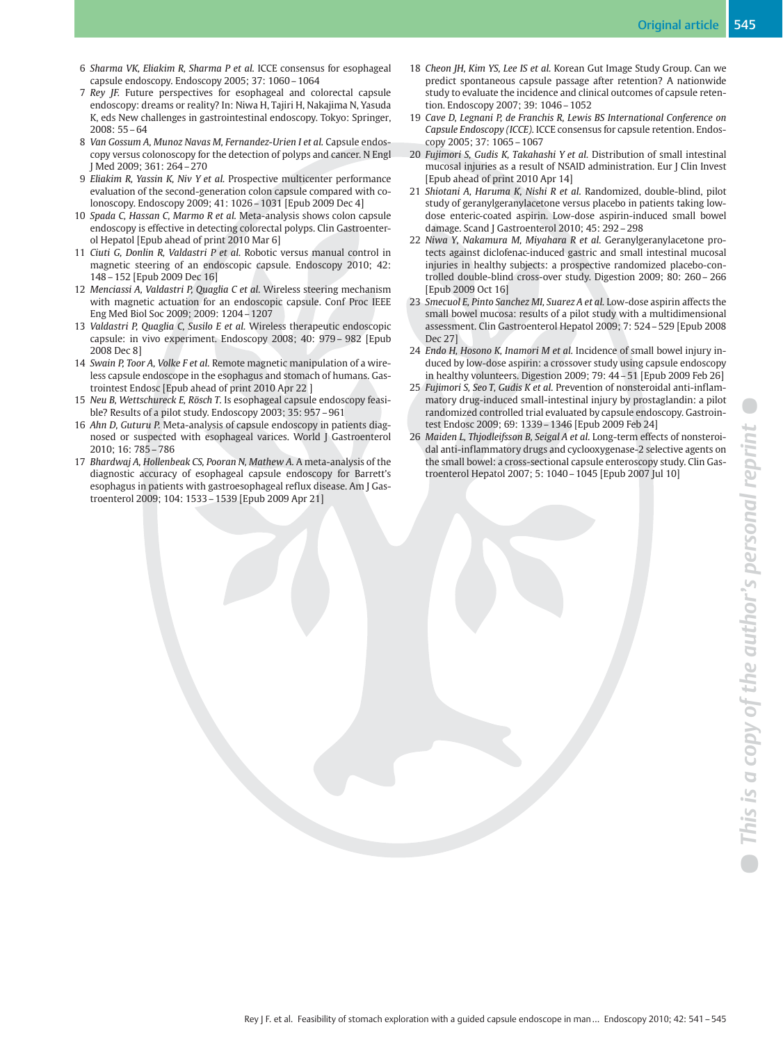6 *Sharma VK, Eliakim R, Sharma P et al.* ICCE consensus for esophageal capsule endoscopy. Endoscopy 2005; 37: 1060 – 1064

7 *Rey JF.* Future perspectives for esophageal and colorectal capsule endoscopy: dreams or reality? In: Niwa H, Tajiri H, Nakajima N, Yasuda K, eds New challenges in gastrointestinal endoscopy. Tokyo: Springer, 2008: 55 – 64

8 *Van Gossum A, Munoz Navas M, Fernandez-Urien I et al.* Capsule endoscopy versus colonoscopy for the detection of polyps and cancer. N Engl J Med 2009; 361: 264 – 270

9 *Eliakim R, Yassin K, Niv Y et al.* Prospective multicenter performance evaluation of the second-generation colon capsule compared with colonoscopy. Endoscopy 2009; 41: 1026 – 1031 [Epub 2009 Dec 4]

10 *Spada C, Hassan C, Marmo R et al.* Meta-analysis shows colon capsule endoscopy is effective in detecting colorectal polyps. Clin Gastroenterol Hepatol [Epub ahead of print 2010 Mar 6]

11 *Ciuti G, Donlin R, Valdastri P et al.* Robotic versus manual control in magnetic steering of an endoscopic capsule. Endoscopy 2010; 42: 148 – 152 [Epub 2009 Dec 16]

12 *Menciassi A, Valdastri P, Quaglia C et al.* Wireless steering mechanism with magnetic actuation for an endoscopic capsule. Conf Proc IEEE Eng Med Biol Soc 2009; 2009: 1204 – 1207

13 *Valdastri P, Quaglia C, Susilo E et al.* Wireless therapeutic endoscopic capsule: in vivo experiment. Endoscopy 2008; 40: 979 – 982 [Epub 2008 Dec 8]

14 *Swain P, Toor A, Volke F et al.* Remote magnetic manipulation of a wireless capsule endoscope in the esophagus and stomach of humans. Gastrointest Endosc [Epub ahead of print 2010 Apr 22 ]

15 *Neu B, Wettschureck E, Rösch T.* Is esophageal capsule endoscopy feasible? Results of a pilot study. Endoscopy 2003; 35: 957 – 961

16 *Ahn D, Guturu P.* Meta-analysis of capsule endoscopy in patients diagnosed or suspected with esophageal varices. World J Gastroenterol 2010; 16: 785 – 786

17 *Bhardwaj A, Hollenbeak CS, Pooran N, Mathew A.* A meta-analysis of the diagnostic accuracy of esophageal capsule endoscopy for Barrett's esophagus in patients with gastroesophageal reflux disease. Am J Gastroenterol 2009; 104: 1533 – 1539 [Epub 2009 Apr 21]

18 *Cheon JH, Kim YS, Lee IS et al.* Korean Gut Image Study Group. Can we predict spontaneous capsule passage after retention? A nationwide study to evaluate the incidence and clinical outcomes of capsule retention. Endoscopy 2007; 39: 1046 – 1052

19 *Cave D, Legnani P, de Franchis R, Lewis BS International Conference on Capsule Endoscopy (ICCE).* ICCE consensus for capsule retention. Endoscopy 2005; 37: 1065 – 1067

20 *Fujimori S, Gudis K, Takahashi Y et al.* Distribution of small intestinal mucosal injuries as a result of NSAID administration. Eur J Clin Invest [Epub ahead of print 2010 Apr 14]

21 *Shiotani A, Haruma K, Nishi R et al.* Randomized, double-blind, pilot study of geranylgeranylacetone versus placebo in patients taking low-dose enteric-coated aspirin. Low-dose aspirin-induced small bowel damage. Scand J Gastroenterol 2010; 45: 292 – 298

22 *Niwa Y, Nakamura M, Miyahara R et al.* Geranylgeranylacetone protects against diclofenac-induced gastric and small intestinal mucosal injuries in healthy subjects: a prospective randomized placebo-controlled double-blind cross-over study. Digestion 2009; 80: 260 – 266 [Epub 2009 Oct 16]

23 *Smecuol E, Pinto Sanchez MI, Suarez A et al.* Low-dose aspirin affects the small bowel mucosa: results of a pilot study with a multidimensional assessment. Clin Gastroenterol Hepatol 2009; 7: 524 – 529 [Epub 2008 Dec 27]

24 *Endo H, Hosono K, Inamori M et al.* Incidence of small bowel injury induced by low-dose aspirin: a crossover study using capsule endoscopy in healthy volunteers. Digestion 2009; 79: 44 – 51 [Epub 2009 Feb 26]

25 *Fujimori S, Seo T, Gudis K et al.* Prevention of nonsteroidal anti-inflammatory drug-induced small-intestinal injury by prostaglandin: a pilot randomized controlled trial evaluated by capsule endoscopy. Gastrointest Endosc 2009; 69: 1339 – 1346 [Epub 2009 Feb 24]

26 *Maiden L, Thjodleifsson B, Seigal A et al.* Long-term effects of nonsteroidal anti-inflammatory drugs and cyclooxygenase-2 selective agents on the small bowel: a cross-sectional capsule enteroscopy study. Clin Gastroenterol Hepatol 2007; 5: 1040 – 1045 [Epub 2007 Jul 10]